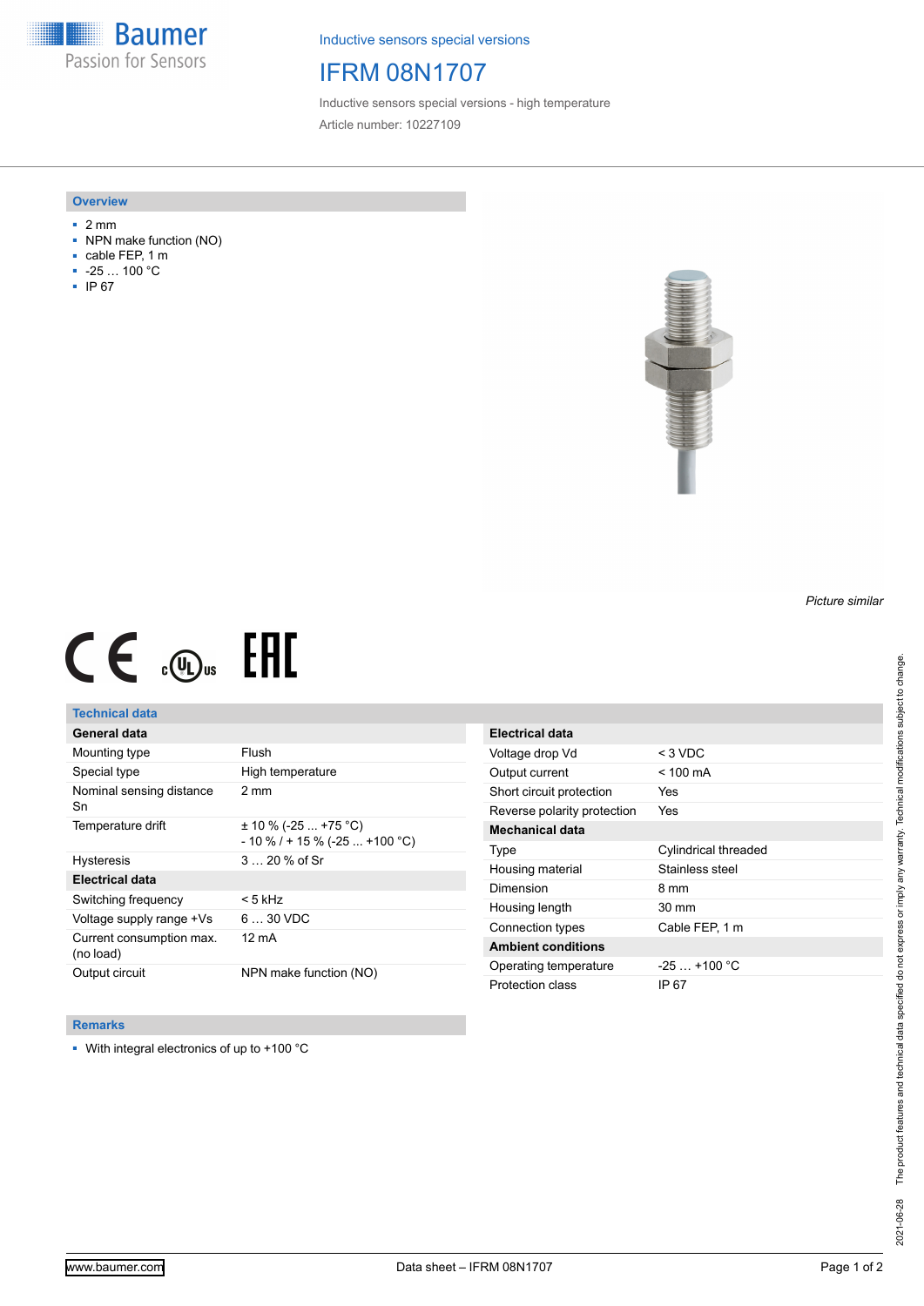Inductive sensors special versions

# IFRM 08N1707

Inductive sensors special versions - high temperature

Article number: 10227109

## Overview

- 2 mm
- NPN make function (NO)
- cable FEP, 1 m
- -25 … 100 °C
- IP 67

*Picture similar*

## Technical data

| General data | |
|---|---|
| Mounting type | Flush |
| Special type | High temperature |
| Nominal sensing distance Sn | 2 mm |
| Temperature drift | ± 10 % (-25 ... +75 °C)<br>- 10 % / + 15 % (-25 ... +100 °C) |
| Hysteresis | 3 … 20 % of Sr |
| **Electrical data** | |
| Switching frequency | < 5 kHz |
| Voltage supply range +Vs | 6 … 30 VDC |
| Current consumption max. (no load) | 12 mA |
| Output circuit | NPN make function (NO) |

| Electrical data | |
|---|---|
| Voltage drop Vd | < 3 VDC |
| Output current | < 100 mA |
| Short circuit protection | Yes |
| Reverse polarity protection | Yes |
| **Mechanical data** | |
| Type | Cylindrical threaded |
| Housing material | Stainless steel |
| Dimension | 8 mm |
| Housing length | 30 mm |
| Connection types | Cable FEP, 1 m |
| **Ambient conditions** | |
| Operating temperature | -25 … +100 °C |
| Protection class | IP 67 |

## Remarks

- With integral electronics of up to +100 °C

The product features and technical data specified do not express or imply any warranty. Technical modifications subject to change.

2021-06-28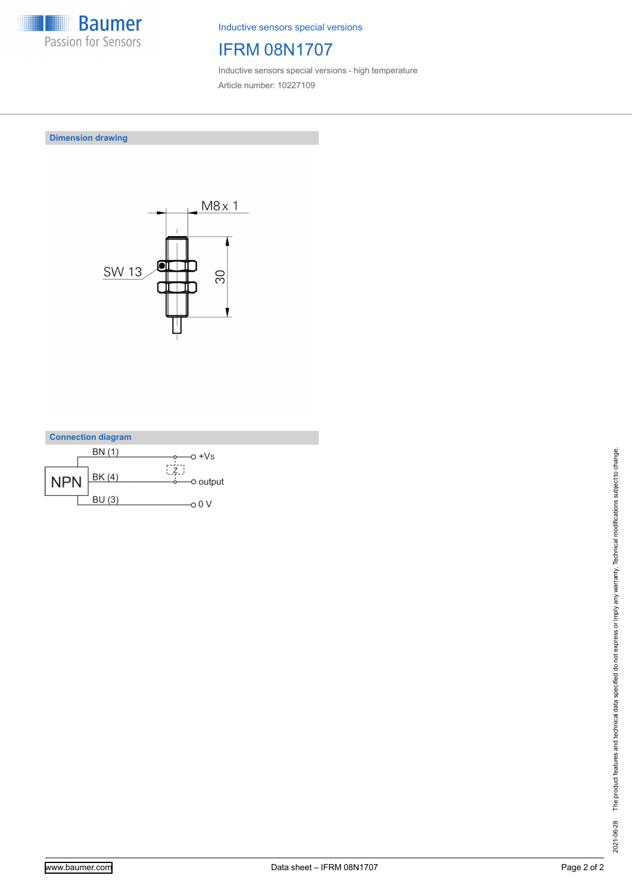Inductive sensors special versions

# IFRM 08N1707

Inductive sensors special versions - high temperature

Article number: 10227109

## Dimension drawing

M8 x 1

SW 13

30

## Connection diagram

NPN

BN (1)

BK (4)

BU (3)

Z

+Vs

output

0 V

2021-06-28 The product features and technical data specified do not express or imply any warranty. Technical modifications subject to change.

www.baumer.com

Data sheet – IFRM 08N1707